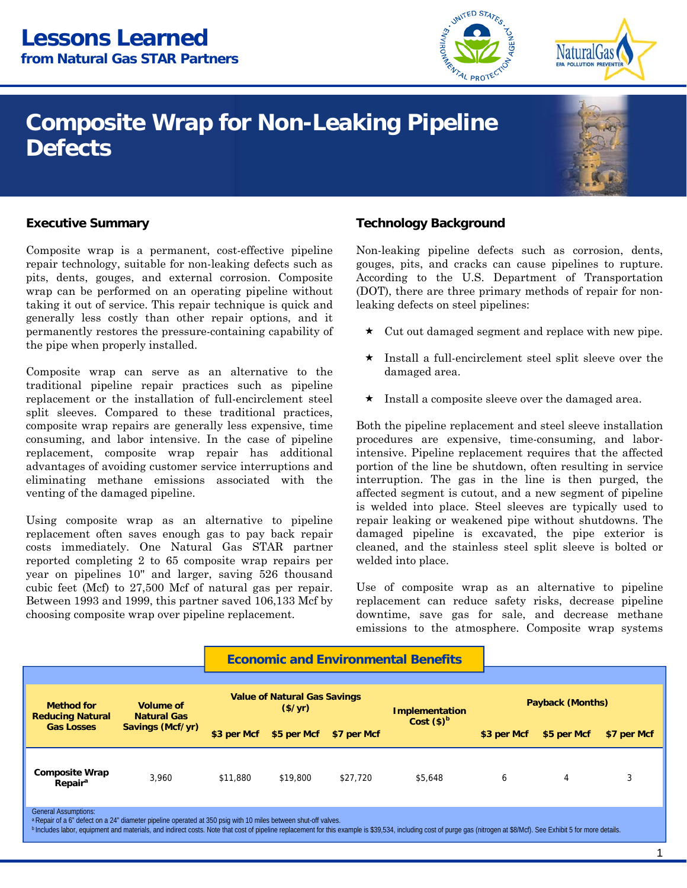# Lessons Learned
## from Natural Gas STAR Partners

# Composite Wrap for Non-Leaking Pipeline Defects

## Executive Summary

Composite wrap is a permanent, cost-effective pipeline repair technology, suitable for non-leaking defects such as pits, dents, gouges, and external corrosion. Composite wrap can be performed on an operating pipeline without taking it out of service. This repair technique is quick and generally less costly than other repair options, and it permanently restores the pressure-containing capability of the pipe when properly installed.

Composite wrap can serve as an alternative to the traditional pipeline repair practices such as pipeline replacement or the installation of full-encirclement steel split sleeves. Compared to these traditional practices, composite wrap repairs are generally less expensive, time consuming, and labor intensive. In the case of pipeline replacement, composite wrap repair has additional advantages of avoiding customer service interruptions and eliminating methane emissions associated with the venting of the damaged pipeline.

Using composite wrap as an alternative to pipeline replacement often saves enough gas to pay back repair costs immediately. One Natural Gas STAR partner reported completing 2 to 65 composite wrap repairs per year on pipelines 10" and larger, saving 526 thousand cubic feet (Mcf) to 27,500 Mcf of natural gas per repair. Between 1993 and 1999, this partner saved 106,133 Mcf by choosing composite wrap over pipeline replacement.

## Technology Background

Non-leaking pipeline defects such as corrosion, dents, gouges, pits, and cracks can cause pipelines to rupture. According to the U.S. Department of Transportation (DOT), there are three primary methods of repair for non-leaking defects on steel pipelines:

- Cut out damaged segment and replace with new pipe.
- Install a full-encirclement steel split sleeve over the damaged area.
- Install a composite sleeve over the damaged area.

Both the pipeline replacement and steel sleeve installation procedures are expensive, time-consuming, and labor-intensive. Pipeline replacement requires that the affected portion of the line be shutdown, often resulting in service interruption. The gas in the line is then purged, the affected segment is cutout, and a new segment of pipeline is welded into place. Steel sleeves are typically used to repair leaking or weakened pipe without shutdowns. The damaged pipeline is excavated, the pipe exterior is cleaned, and the stainless steel split sleeve is bolted or welded into place.

Use of composite wrap as an alternative to pipeline replacement can reduce safety risks, decrease pipeline downtime, save gas for sale, and decrease methane emissions to the atmosphere. Composite wrap systems

### Economic and Environmental Benefits

| Method for Reducing Natural Gas Losses | Volume of Natural Gas Savings (Mcf/yr) | Value of Natural Gas Savings ($/yr) | | | Implementation Cost ($)[b] | Payback (Months) | | |
|---|---|---|---|---|---|---|---|---|
| | | $3 per Mcf | $5 per Mcf | $7 per Mcf | | $3 per Mcf | $5 per Mcf | $7 per Mcf |
| Composite Wrap Repair[a] | 3,960 | $11,880 | $19,800 | $27,720 | $5,648 | 6 | 4 | 3 |

General Assumptions:

[a] Repair of a 6" defect on a 24" diameter pipeline operated at 350 psig with 10 miles between shut-off valves.

[b] Includes labor, equipment and materials, and indirect costs. Note that cost of pipeline replacement for this example is $39,534, including cost of purge gas (nitrogen at $8/Mcf). See Exhibit 5 for more details.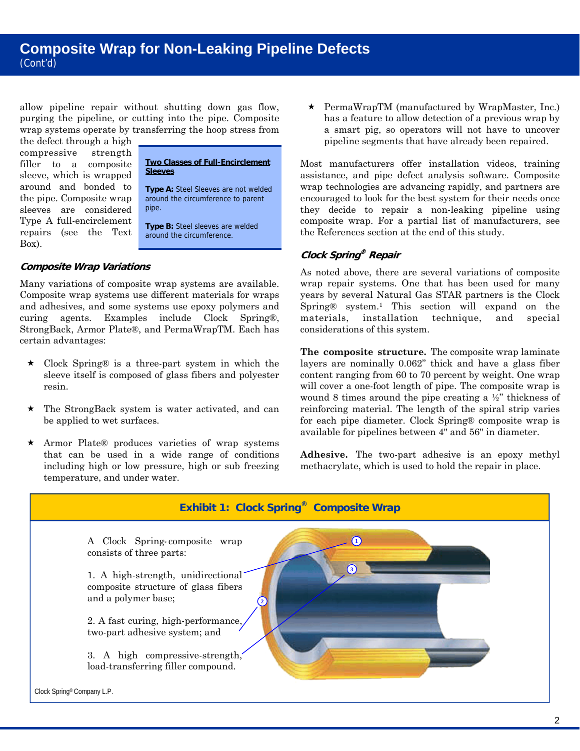allow pipeline repair without shutting down gas flow, purging the pipeline, or cutting into the pipe. Composite wrap systems operate by transferring the hoop stress from the defect through a high compressive strength filler to a composite sleeve, which is wrapped around and bonded to the pipe. Composite wrap sleeves are considered Type A full-encirclement repairs (see the Text Box).

> **Two Classes of Full-Encirclement Sleeves**
>
> **Type A:** Steel Sleeves are not welded around the circumference to parent pipe.
>
> **Type B:** Steel sleeves are welded around the circumference.

### *Composite Wrap Variations*

Many variations of composite wrap systems are available. Composite wrap systems use different materials for wraps and adhesives, and some systems use epoxy polymers and curing agents. Examples include Clock Spring®, StrongBack, Armor Plate®, and PermaWrapTM. Each has certain advantages:

- Clock Spring® is a three-part system in which the sleeve itself is composed of glass fibers and polyester resin.
- The StrongBack system is water activated, and can be applied to wet surfaces.
- Armor Plate® produces varieties of wrap systems that can be used in a wide range of conditions including high or low pressure, high or sub freezing temperature, and under water.
- PermaWrapTM (manufactured by WrapMaster, Inc.) has a feature to allow detection of a previous wrap by a smart pig, so operators will not have to uncover pipeline segments that have already been repaired.

Most manufacturers offer installation videos, training assistance, and pipe defect analysis software. Composite wrap technologies are advancing rapidly, and partners are encouraged to look for the best system for their needs once they decide to repair a non-leaking pipeline using composite wrap. For a partial list of manufacturers, see the References section at the end of this study.

### *Clock Spring® Repair*

As noted above, there are several variations of composite wrap repair systems. One that has been used for many years by several Natural Gas STAR partners is the Clock Spring® system.[1] This section will expand on the materials, installation technique, and special considerations of this system.

**The composite structure.** The composite wrap laminate layers are nominally 0.062" thick and have a glass fiber content ranging from 60 to 70 percent by weight. One wrap will cover a one-foot length of pipe. The composite wrap is wound 8 times around the pipe creating a ½" thickness of reinforcing material. The length of the spiral strip varies for each pipe diameter. Clock Spring® composite wrap is available for pipelines between 4" and 56" in diameter.

**Adhesive.** The two-part adhesive is an epoxy methyl methacrylate, which is used to hold the repair in place.

**Exhibit 1: Clock Spring® Composite Wrap**

A Clock Spring® composite wrap consists of three parts:

1. A high-strength, unidirectional composite structure of glass fibers and a polymer base;

2. A fast curing, high-performance, two-part adhesive system; and

3. A high compressive-strength, load-transferring filler compound.

Clock Spring® Company L.P.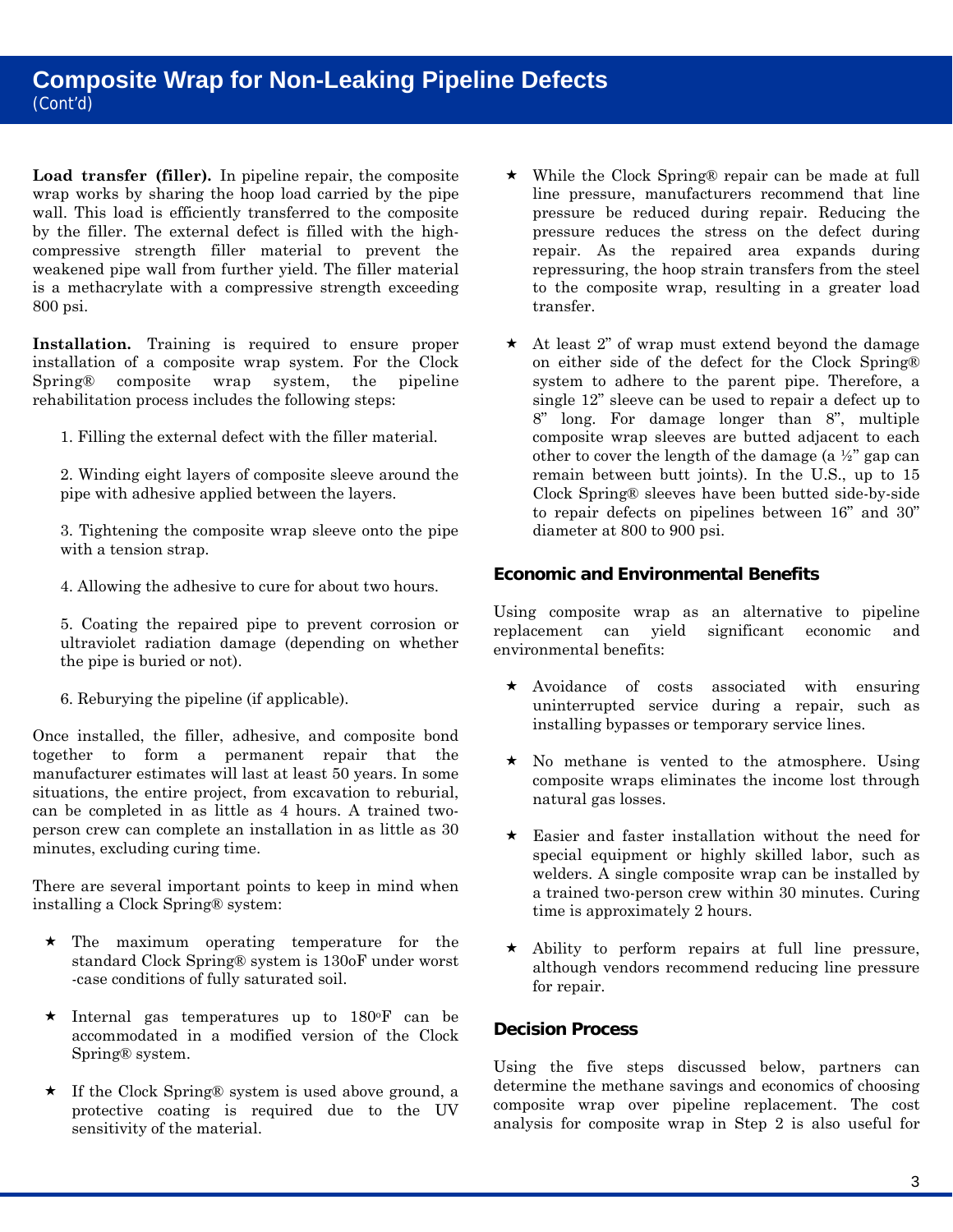## Composite Wrap for Non-Leaking Pipeline Defects

(Cont'd)

**Load transfer (filler).** In pipeline repair, the composite wrap works by sharing the hoop load carried by the pipe wall. This load is efficiently transferred to the composite by the filler. The external defect is filled with the high-compressive strength filler material to prevent the weakened pipe wall from further yield. The filler material is a methacrylate with a compressive strength exceeding 800 psi.

**Installation.** Training is required to ensure proper installation of a composite wrap system. For the Clock Spring® composite wrap system, the pipeline rehabilitation process includes the following steps:

1. Filling the external defect with the filler material.

2. Winding eight layers of composite sleeve around the pipe with adhesive applied between the layers.

3. Tightening the composite wrap sleeve onto the pipe with a tension strap.

4. Allowing the adhesive to cure for about two hours.

5. Coating the repaired pipe to prevent corrosion or ultraviolet radiation damage (depending on whether the pipe is buried or not).

6. Reburying the pipeline (if applicable).

Once installed, the filler, adhesive, and composite bond together to form a permanent repair that the manufacturer estimates will last at least 50 years. In some situations, the entire project, from excavation to reburial, can be completed in as little as 4 hours. A trained two-person crew can complete an installation in as little as 30 minutes, excluding curing time.

There are several important points to keep in mind when installing a Clock Spring® system:

- The maximum operating temperature for the standard Clock Spring® system is 130oF under worst -case conditions of fully saturated soil.
- Internal gas temperatures up to 180°F can be accommodated in a modified version of the Clock Spring® system.
- If the Clock Spring® system is used above ground, a protective coating is required due to the UV sensitivity of the material.
- While the Clock Spring® repair can be made at full line pressure, manufacturers recommend that line pressure be reduced during repair. Reducing the pressure reduces the stress on the defect during repair. As the repaired area expands during repressuring, the hoop strain transfers from the steel to the composite wrap, resulting in a greater load transfer.
- At least 2" of wrap must extend beyond the damage on either side of the defect for the Clock Spring® system to adhere to the parent pipe. Therefore, a single 12" sleeve can be used to repair a defect up to 8" long. For damage longer than 8", multiple composite wrap sleeves are butted adjacent to each other to cover the length of the damage (a ½" gap can remain between butt joints). In the U.S., up to 15 Clock Spring® sleeves have been butted side-by-side to repair defects on pipelines between 16" and 30" diameter at 800 to 900 psi.

### Economic and Environmental Benefits

Using composite wrap as an alternative to pipeline replacement can yield significant economic and environmental benefits:

- Avoidance of costs associated with ensuring uninterrupted service during a repair, such as installing bypasses or temporary service lines.
- No methane is vented to the atmosphere. Using composite wraps eliminates the income lost through natural gas losses.
- Easier and faster installation without the need for special equipment or highly skilled labor, such as welders. A single composite wrap can be installed by a trained two-person crew within 30 minutes. Curing time is approximately 2 hours.
- Ability to perform repairs at full line pressure, although vendors recommend reducing line pressure for repair.

### Decision Process

Using the five steps discussed below, partners can determine the methane savings and economics of choosing composite wrap over pipeline replacement. The cost analysis for composite wrap in Step 2 is also useful for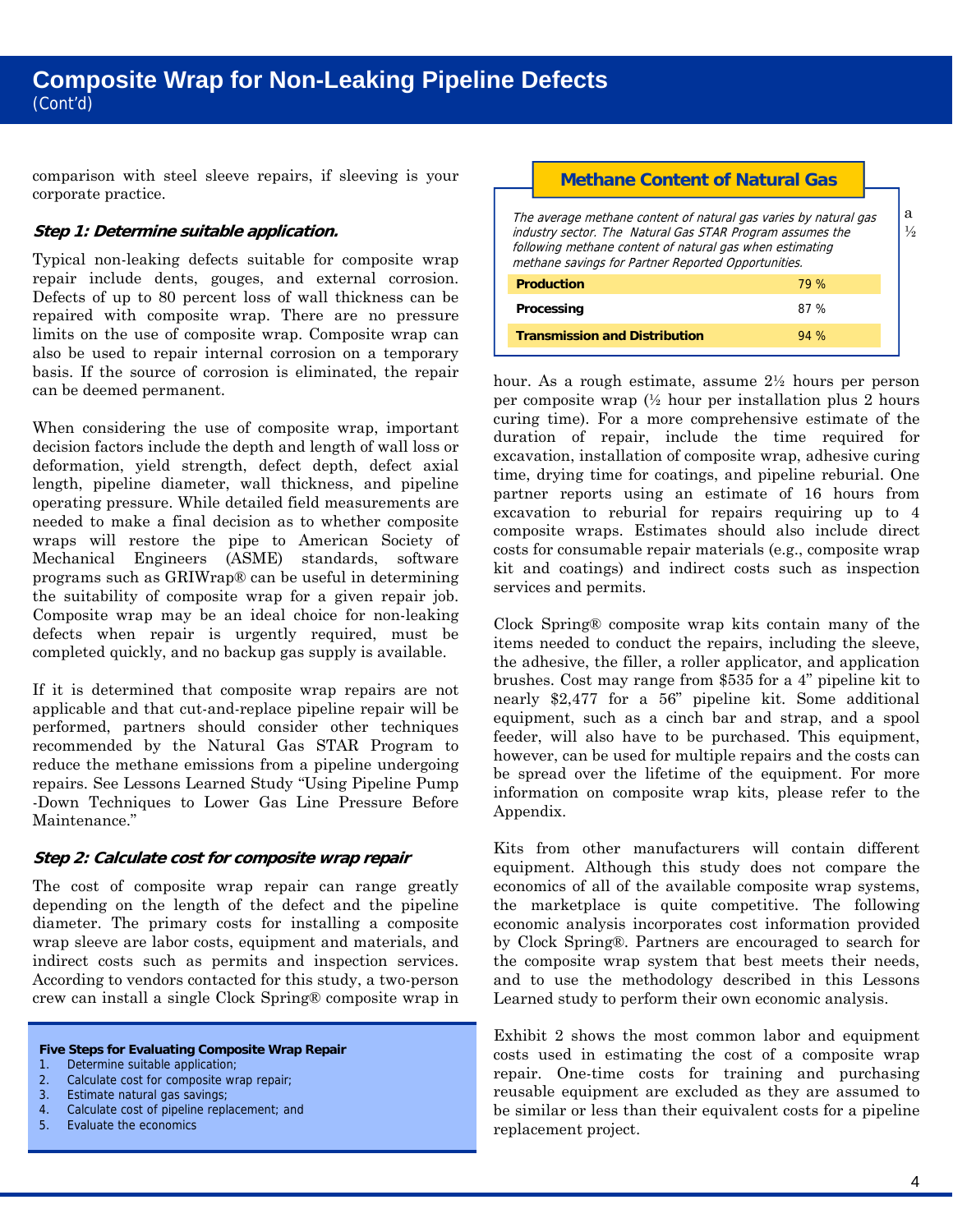## Composite Wrap for Non-Leaking Pipeline Defects (Cont'd)

comparison with steel sleeve repairs, if sleeving is your corporate practice.

**Step 1: Determine suitable application.**

Typical non-leaking defects suitable for composite wrap repair include dents, gouges, and external corrosion. Defects of up to 80 percent loss of wall thickness can be repaired with composite wrap. There are no pressure limits on the use of composite wrap. Composite wrap can also be used to repair internal corrosion on a temporary basis. If the source of corrosion is eliminated, the repair can be deemed permanent.

When considering the use of composite wrap, important decision factors include the depth and length of wall loss or deformation, yield strength, defect depth, defect axial length, pipeline diameter, wall thickness, and pipeline operating pressure. While detailed field measurements are needed to make a final decision as to whether composite wraps will restore the pipe to American Society of Mechanical Engineers (ASME) standards, software programs such as GRIWrap® can be useful in determining the suitability of composite wrap for a given repair job. Composite wrap may be an ideal choice for non-leaking defects when repair is urgently required, must be completed quickly, and no backup gas supply is available.

If it is determined that composite wrap repairs are not applicable and that cut-and-replace pipeline repair will be performed, partners should consider other techniques recommended by the Natural Gas STAR Program to reduce the methane emissions from a pipeline undergoing repairs. See Lessons Learned Study "Using Pipeline Pump -Down Techniques to Lower Gas Line Pressure Before Maintenance."

**Step 2: Calculate cost for composite wrap repair**

The cost of composite wrap repair can range greatly depending on the length of the defect and the pipeline diameter. The primary costs for installing a composite wrap sleeve are labor costs, equipment and materials, and indirect costs such as permits and inspection services. According to vendors contacted for this study, a two-person crew can install a single Clock Spring® composite wrap in a ½ hour. As a rough estimate, assume 2½ hours per person per composite wrap (½ hour per installation plus 2 hours curing time). For a more comprehensive estimate of the duration of repair, include the time required for excavation, installation of composite wrap, adhesive curing time, drying time for coatings, and pipeline reburial. One partner reports using an estimate of 16 hours from excavation to reburial for repairs requiring up to 4 composite wraps. Estimates should also include direct costs for consumable repair materials (e.g., composite wrap kit and coatings) and indirect costs such as inspection services and permits.

**Methane Content of Natural Gas**

*The average methane content of natural gas varies by natural gas industry sector. The Natural Gas STAR Program assumes the following methane content of natural gas when estimating methane savings for Partner Reported Opportunities.*

| Sector | Methane Content |
|---|---|
| **Production** | 79 % |
| **Processing** | 87 % |
| **Transmission and Distribution** | 94 % |

Clock Spring® composite wrap kits contain many of the items needed to conduct the repairs, including the sleeve, the adhesive, the filler, a roller applicator, and application brushes. Cost may range from $535 for a 4" pipeline kit to nearly $2,477 for a 56" pipeline kit. Some additional equipment, such as a cinch bar and strap, and a spool feeder, will also have to be purchased. This equipment, however, can be used for multiple repairs and the costs can be spread over the lifetime of the equipment. For more information on composite wrap kits, please refer to the Appendix.

Kits from other manufacturers will contain different equipment. Although this study does not compare the economics of all of the available composite wrap systems, the marketplace is quite competitive. The following economic analysis incorporates cost information provided by Clock Spring®. Partners are encouraged to search for the composite wrap system that best meets their needs, and to use the methodology described in this Lessons Learned study to perform their own economic analysis.

Exhibit 2 shows the most common labor and equipment costs used in estimating the cost of a composite wrap repair. One-time costs for training and purchasing reusable equipment are excluded as they are assumed to be similar or less than their equivalent costs for a pipeline replacement project.

**Five Steps for Evaluating Composite Wrap Repair**

1. Determine suitable application;
2. Calculate cost for composite wrap repair;
3. Estimate natural gas savings;
4. Calculate cost of pipeline replacement; and
5. Evaluate the economics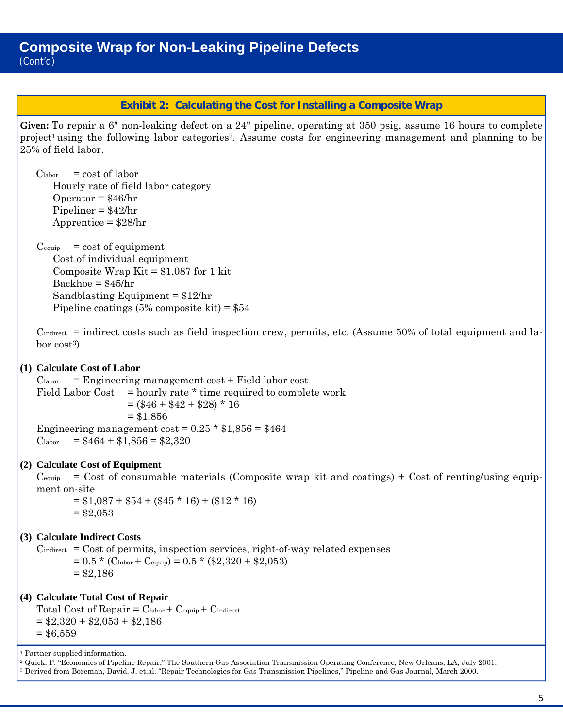# Composite Wrap for Non-Leaking Pipeline Defects
(Cont'd)

## Exhibit 2: Calculating the Cost for Installing a Composite Wrap

**Given:** To repair a 6" non-leaking defect on a 24" pipeline, operating at 350 psig, assume 16 hours to complete project[1] using the following labor categories[2]. Assume costs for engineering management and planning to be 25% of field labor.

$C_{labor}$ = cost of labor
- Hourly rate of field labor category
- Operator = $46/hr
- Pipeliner = $42/hr
- Apprentice = $28/hr

$C_{equip}$ = cost of equipment
- Cost of individual equipment
- Composite Wrap Kit = $1,087 for 1 kit
- Backhoe = $45/hr
- Sandblasting Equipment = $12/hr
- Pipeline coatings (5% composite kit) = $54

$C_{indirect}$ = indirect costs such as field inspection crew, permits, etc. (Assume 50% of total equipment and labor cost[3])

**(1) Calculate Cost of Labor**

$C_{labor}$ = Engineering management cost + Field labor cost

Field Labor Cost = hourly rate * time required to complete work
= ($46 + $42 + $28) * 16
= $1,856

Engineering management cost = 0.25 * $1,856 = $464

$C_{labor}$ = $464 + $1,856 = $2,320

**(2) Calculate Cost of Equipment**

$C_{equip}$ = Cost of consumable materials (Composite wrap kit and coatings) + Cost of renting/using equipment on-site
= $1,087 + $54 + ($45 * 16) + ($12 * 16)
= $2,053

**(3) Calculate Indirect Costs**

$C_{indirect}$ = Cost of permits, inspection services, right-of-way related expenses
= 0.5 * ($C_{labor}$ + $C_{equip}$) = 0.5 * ($2,320 + $2,053)
= $2,186

**(4) Calculate Total Cost of Repair**

Total Cost of Repair = $C_{labor}$ + $C_{equip}$ + $C_{indirect}$
= $2,320 + $2,053 + $2,186
= $6,559

[1] Partner supplied information.
[2] Quick, P. "Economics of Pipeline Repair," The Southern Gas Association Transmission Operating Conference, New Orleans, LA, July 2001.
[3] Derived from Boreman, David. J. et.al. "Repair Technologies for Gas Transmission Pipelines," Pipeline and Gas Journal, March 2000.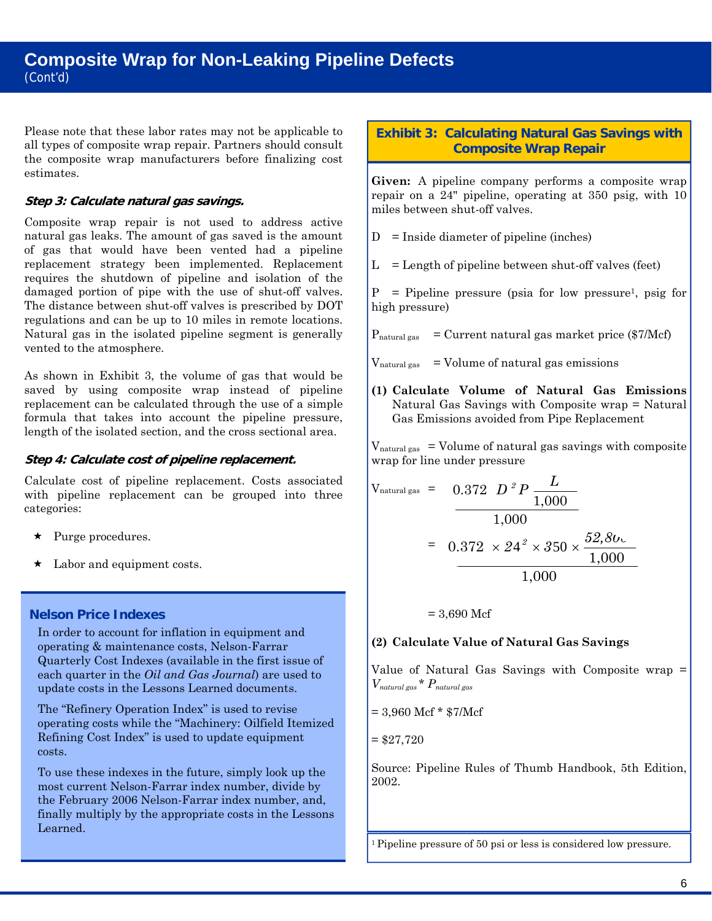# Composite Wrap for Non-Leaking Pipeline Defects

(Cont'd)

Please note that these labor rates may not be applicable to all types of composite wrap repair. Partners should consult the composite wrap manufacturers before finalizing cost estimates.

***Step 3: Calculate natural gas savings.***

Composite wrap repair is not used to address active natural gas leaks. The amount of gas saved is the amount of gas that would have been vented had a pipeline replacement strategy been implemented. Replacement requires the shutdown of pipeline and isolation of the damaged portion of pipe with the use of shut-off valves. The distance between shut-off valves is prescribed by DOT regulations and can be up to 10 miles in remote locations. Natural gas in the isolated pipeline segment is generally vented to the atmosphere.

As shown in Exhibit 3, the volume of gas that would be saved by using composite wrap instead of pipeline replacement can be calculated through the use of a simple formula that takes into account the pipeline pressure, length of the isolated section, and the cross sectional area.

***Step 4: Calculate cost of pipeline replacement.***

Calculate cost of pipeline replacement. Costs associated with pipeline replacement can be grouped into three categories:

- Purge procedures.
- Labor and equipment costs.

## Nelson Price Indexes

In order to account for inflation in equipment and operating & maintenance costs, Nelson-Farrar Quarterly Cost Indexes (available in the first issue of each quarter in the *Oil and Gas Journal*) are used to update costs in the Lessons Learned documents.

The "Refinery Operation Index" is used to revise operating costs while the "Machinery: Oilfield Itemized Refining Cost Index" is used to update equipment costs.

To use these indexes in the future, simply look up the most current Nelson-Farrar index number, divide by the February 2006 Nelson-Farrar index number, and, finally multiply by the appropriate costs in the Lessons Learned.

## Exhibit 3: Calculating Natural Gas Savings with Composite Wrap Repair

**Given:** A pipeline company performs a composite wrap repair on a 24" pipeline, operating at 350 psig, with 10 miles between shut-off valves.

D = Inside diameter of pipeline (inches)

L = Length of pipeline between shut-off valves (feet)

P = Pipeline pressure (psia for low pressure[1], psig for high pressure)

$P_{natural\ gas}$ = Current natural gas market price ($7/Mcf)

$V_{natural\ gas}$ = Volume of natural gas emissions

**(1) Calculate Volume of Natural Gas Emissions**
Natural Gas Savings with Composite wrap = Natural Gas Emissions avoided from Pipe Replacement

$V_{natural\ gas}$ = Volume of natural gas savings with composite wrap for line under pressure

$$V_{natural\ gas} = \frac{0.372\ D^2 P \frac{L}{1,000}}{1,000}$$

$$= \frac{0.372 \times 24^2 \times 350 \times \frac{52,800}{1,000}}{1,000}$$

= 3,690 Mcf

**(2) Calculate Value of Natural Gas Savings**

Value of Natural Gas Savings with Composite wrap = $V_{natural\ gas} * P_{natural\ gas}$

= 3,960 Mcf * $7/Mcf

= $27,720

Source: Pipeline Rules of Thumb Handbook, 5th Edition, 2002.

[1] Pipeline pressure of 50 psi or less is considered low pressure.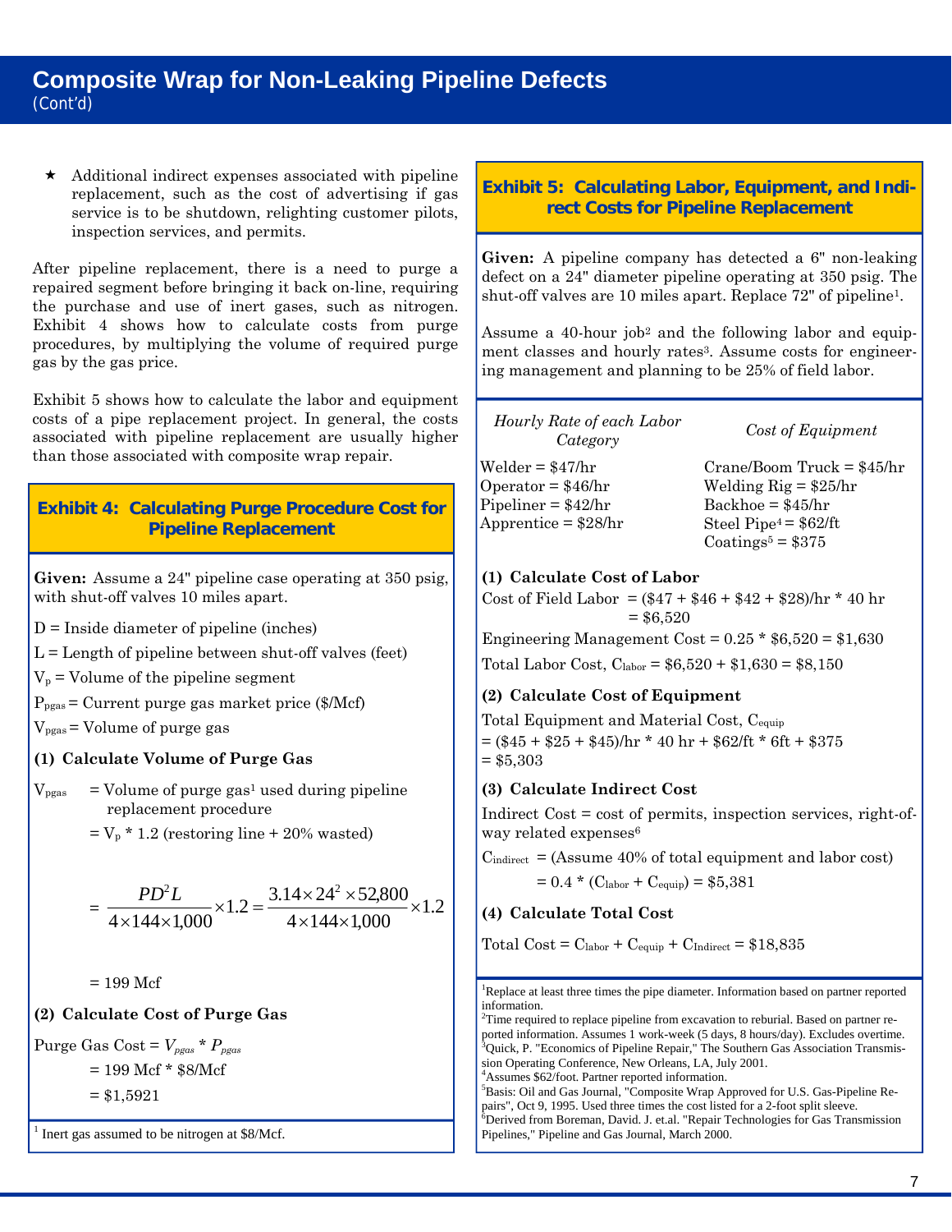# Composite Wrap for Non-Leaking Pipeline Defects
(Cont'd)

- ★ Additional indirect expenses associated with pipeline replacement, such as the cost of advertising if gas service is to be shutdown, relighting customer pilots, inspection services, and permits.

After pipeline replacement, there is a need to purge a repaired segment before bringing it back on-line, requiring the purchase and use of inert gases, such as nitrogen. Exhibit 4 shows how to calculate costs from purge procedures, by multiplying the volume of required purge gas by the gas price.

Exhibit 5 shows how to calculate the labor and equipment costs of a pipe replacement project. In general, the costs associated with pipeline replacement are usually higher than those associated with composite wrap repair.

## Exhibit 4: Calculating Purge Procedure Cost for Pipeline Replacement

**Given:** Assume a 24" pipeline case operating at 350 psig, with shut-off valves 10 miles apart.

D = Inside diameter of pipeline (inches)

L = Length of pipeline between shut-off valves (feet)

$V_p$ = Volume of the pipeline segment

$P_{pgas}$ = Current purge gas market price ($/Mcf)

$V_{pgas}$ = Volume of purge gas

**(1) Calculate Volume of Purge Gas**

$V_{pgas}$ = Volume of purge gas[1] used during pipeline replacement procedure

= $V_p$ * 1.2 (restoring line + 20% wasted)

$$= \frac{PD^2L}{4 \times 144 \times 1{,}000} \times 1.2 = \frac{3.14 \times 24^2 \times 52{,}800}{4 \times 144 \times 1{,}000} \times 1.2$$

= 199 Mcf

**(2) Calculate Cost of Purge Gas**

Purge Gas Cost = $V_{pgas} * P_{pgas}$

= 199 Mcf * $8/Mcf

= $1,5921

[1] Inert gas assumed to be nitrogen at $8/Mcf.

## Exhibit 5: Calculating Labor, Equipment, and Indirect Costs for Pipeline Replacement

**Given:** A pipeline company has detected a 6" non-leaking defect on a 24" diameter pipeline operating at 350 psig. The shut-off valves are 10 miles apart. Replace 72" of pipeline[1].

Assume a 40-hour job[2] and the following labor and equipment classes and hourly rates[3]. Assume costs for engineering management and planning to be 25% of field labor.

| *Hourly Rate of each Labor Category* | *Cost of Equipment* |
|---|---|
| Welder = $47/hr | Crane/Boom Truck = $45/hr |
| Operator = $46/hr | Welding Rig = $25/hr |
| Pipeliner = $42/hr | Backhoe = $45/hr |
| Apprentice = $28/hr | Steel Pipe[4] = $62/ft |
| | Coatings[5] = $375 |

**(1) Calculate Cost of Labor**

Cost of Field Labor = ($47 + $46 + $42 + $28)/hr * 40 hr = $6,520

Engineering Management Cost = 0.25 * $6,520 = $1,630

Total Labor Cost, $C_{labor}$ = $6,520 + $1,630 = $8,150

**(2) Calculate Cost of Equipment**

Total Equipment and Material Cost, $C_{equip}$

= ($45 + $25 + $45)/hr * 40 hr + $62/ft * 6ft + $375

= $5,303

**(3) Calculate Indirect Cost**

Indirect Cost = cost of permits, inspection services, right-of-way related expenses[6]

$C_{indirect}$ = (Assume 40% of total equipment and labor cost)

= 0.4 * ($C_{labor}$ + $C_{equip}$) = $5,381

**(4) Calculate Total Cost**

Total Cost = $C_{labor}$ + $C_{equip}$ + $C_{Indirect}$ = $18,835

[1] Replace at least three times the pipe diameter. Information based on partner reported information.

[2] Time required to replace pipeline from excavation to reburial. Based on partner reported information. Assumes 1 work-week (5 days, 8 hours/day). Excludes overtime.

[3] Quick, P. "Economics of Pipeline Repair," The Southern Gas Association Transmission Operating Conference, New Orleans, LA, July 2001.

[4] Assumes $62/foot. Partner reported information.

[5] Basis: Oil and Gas Journal, "Composite Wrap Approved for U.S. Gas-Pipeline Repairs", Oct 9, 1995. Used three times the cost listed for a 2-foot split sleeve.

[6] Derived from Boreman, David. J. et.al. "Repair Technologies for Gas Transmission Pipelines," Pipeline and Gas Journal, March 2000.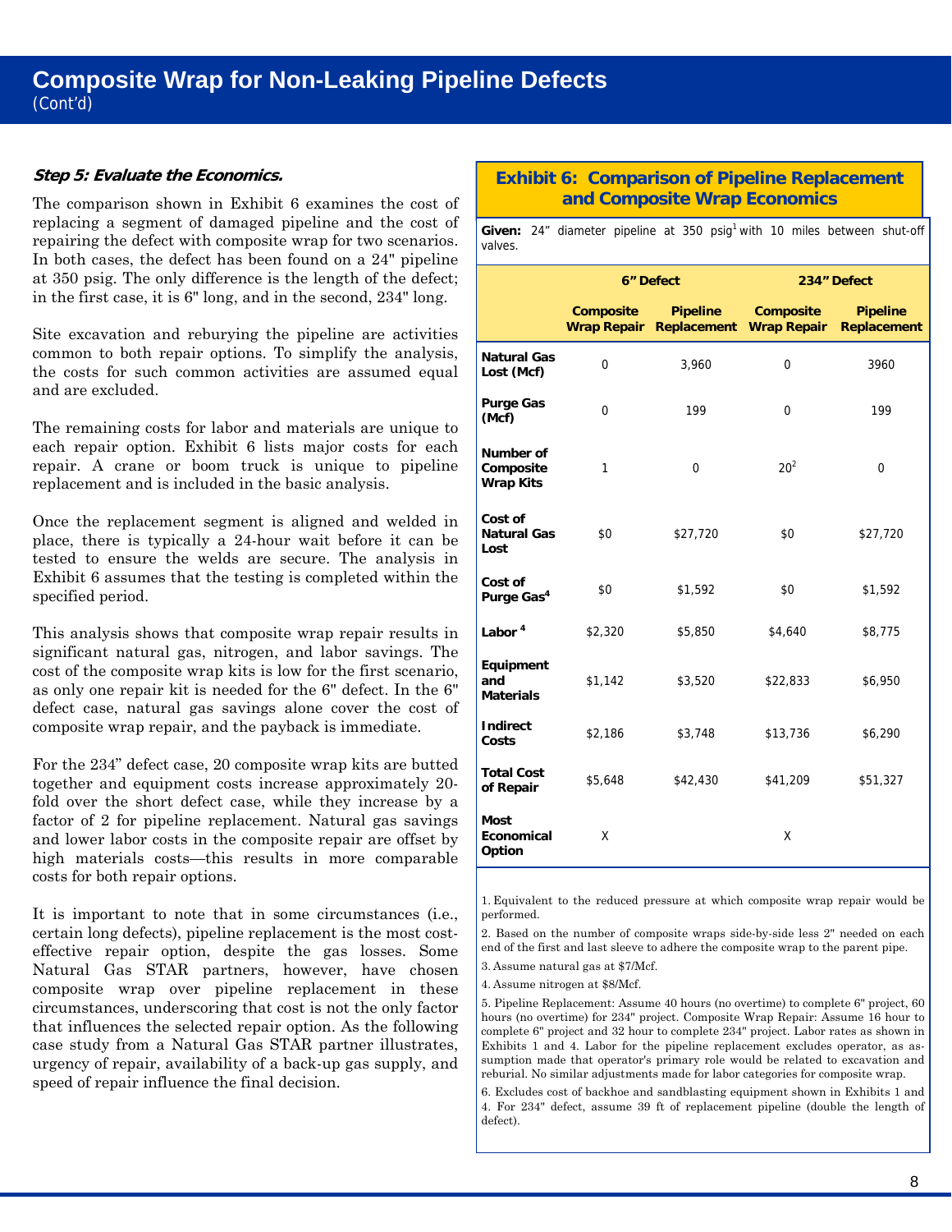# Composite Wrap for Non-Leaking Pipeline Defects

(Cont'd)

***Step 5: Evaluate the Economics.***

The comparison shown in Exhibit 6 examines the cost of replacing a segment of damaged pipeline and the cost of repairing the defect with composite wrap for two scenarios. In both cases, the defect has been found on a 24" pipeline at 350 psig. The only difference is the length of the defect; in the first case, it is 6" long, and in the second, 234" long.

Site excavation and reburying the pipeline are activities common to both repair options. To simplify the analysis, the costs for such common activities are assumed equal and are excluded.

The remaining costs for labor and materials are unique to each repair option. Exhibit 6 lists major costs for each repair. A crane or boom truck is unique to pipeline replacement and is included in the basic analysis.

Once the replacement segment is aligned and welded in place, there is typically a 24-hour wait before it can be tested to ensure the welds are secure. The analysis in Exhibit 6 assumes that the testing is completed within the specified period.

This analysis shows that composite wrap repair results in significant natural gas, nitrogen, and labor savings. The cost of the composite wrap kits is low for the first scenario, as only one repair kit is needed for the 6" defect. In the 6" defect case, natural gas savings alone cover the cost of composite wrap repair, and the payback is immediate.

For the 234" defect case, 20 composite wrap kits are butted together and equipment costs increase approximately 20-fold over the short defect case, while they increase by a factor of 2 for pipeline replacement. Natural gas savings and lower labor costs in the composite repair are offset by high materials costs—this results in more comparable costs for both repair options.

It is important to note that in some circumstances (i.e., certain long defects), pipeline replacement is the most cost-effective repair option, despite the gas losses. Some Natural Gas STAR partners, however, have chosen composite wrap over pipeline replacement in these circumstances, underscoring that cost is not the only factor that influences the selected repair option. As the following case study from a Natural Gas STAR partner illustrates, urgency of repair, availability of a back-up gas supply, and speed of repair influence the final decision.

**Exhibit 6: Comparison of Pipeline Replacement and Composite Wrap Economics**

**Given:** 24" diameter pipeline at 350 psig[1] with 10 miles between shut-off valves.

| | 6" Defect | | 234" Defect | |
|---|---|---|---|---|
| | Composite Wrap Repair | Pipeline Replacement | Composite Wrap Repair | Pipeline Replacement |
| Natural Gas Lost (Mcf) | 0 | 3,960 | 0 | 3960 |
| Purge Gas (Mcf) | 0 | 199 | 0 | 199 |
| Number of Composite Wrap Kits | 1 | 0 | 20[2] | 0 |
| Cost of Natural Gas Lost | $0 | $27,720 | $0 | $27,720 |
| Cost of Purge Gas[4] | $0 | $1,592 | $0 | $1,592 |
| Labor[4] | $2,320 | $5,850 | $4,640 | $8,775 |
| Equipment and Materials | $1,142 | $3,520 | $22,833 | $6,950 |
| Indirect Costs | $2,186 | $3,748 | $13,736 | $6,290 |
| Total Cost of Repair | $5,648 | $42,430 | $41,209 | $51,327 |
| Most Economical Option | X | | X | |

1. Equivalent to the reduced pressure at which composite wrap repair would be performed.

2. Based on the number of composite wraps side-by-side less 2" needed on each end of the first and last sleeve to adhere the composite wrap to the parent pipe.

3. Assume natural gas at $7/Mcf.

4. Assume nitrogen at $8/Mcf.

5. Pipeline Replacement: Assume 40 hours (no overtime) to complete 6" project, 60 hours (no overtime) for 234" project. Composite Wrap Repair: Assume 16 hour to complete 6" project and 32 hour to complete 234" project. Labor rates as shown in Exhibits 1 and 4. Labor for the pipeline replacement excludes operator, as assumption made that operator's primary role would be related to excavation and reburial. No similar adjustments made for labor categories for composite wrap.

6. Excludes cost of backhoe and sandblasting equipment shown in Exhibits 1 and 4. For 234" defect, assume 39 ft of replacement pipeline (double the length of defect).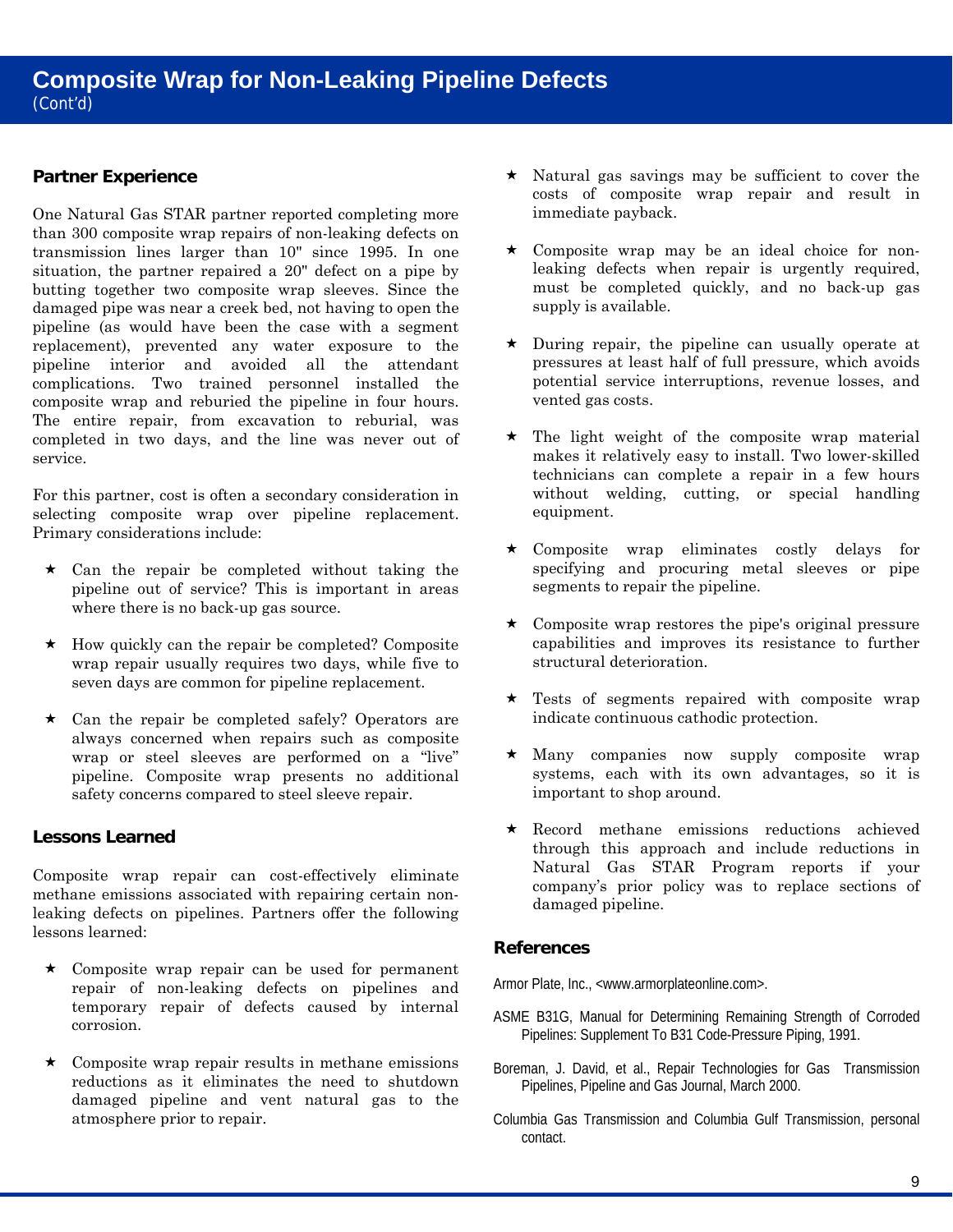# Composite Wrap for Non-Leaking Pipeline Defects
(Cont'd)

## Partner Experience

One Natural Gas STAR partner reported completing more than 300 composite wrap repairs of non-leaking defects on transmission lines larger than 10" since 1995. In one situation, the partner repaired a 20" defect on a pipe by butting together two composite wrap sleeves. Since the damaged pipe was near a creek bed, not having to open the pipeline (as would have been the case with a segment replacement), prevented any water exposure to the pipeline interior and avoided all the attendant complications. Two trained personnel installed the composite wrap and reburied the pipeline in four hours. The entire repair, from excavation to reburial, was completed in two days, and the line was never out of service.

For this partner, cost is often a secondary consideration in selecting composite wrap over pipeline replacement. Primary considerations include:

- Can the repair be completed without taking the pipeline out of service? This is important in areas where there is no back-up gas source.
- How quickly can the repair be completed? Composite wrap repair usually requires two days, while five to seven days are common for pipeline replacement.
- Can the repair be completed safely? Operators are always concerned when repairs such as composite wrap or steel sleeves are performed on a "live" pipeline. Composite wrap presents no additional safety concerns compared to steel sleeve repair.

## Lessons Learned

Composite wrap repair can cost-effectively eliminate methane emissions associated with repairing certain non-leaking defects on pipelines. Partners offer the following lessons learned:

- Composite wrap repair can be used for permanent repair of non-leaking defects on pipelines and temporary repair of defects caused by internal corrosion.
- Composite wrap repair results in methane emissions reductions as it eliminates the need to shutdown damaged pipeline and vent natural gas to the atmosphere prior to repair.
- Natural gas savings may be sufficient to cover the costs of composite wrap repair and result in immediate payback.
- Composite wrap may be an ideal choice for non-leaking defects when repair is urgently required, must be completed quickly, and no back-up gas supply is available.
- During repair, the pipeline can usually operate at pressures at least half of full pressure, which avoids potential service interruptions, revenue losses, and vented gas costs.
- The light weight of the composite wrap material makes it relatively easy to install. Two lower-skilled technicians can complete a repair in a few hours without welding, cutting, or special handling equipment.
- Composite wrap eliminates costly delays for specifying and procuring metal sleeves or pipe segments to repair the pipeline.
- Composite wrap restores the pipe's original pressure capabilities and improves its resistance to further structural deterioration.
- Tests of segments repaired with composite wrap indicate continuous cathodic protection.
- Many companies now supply composite wrap systems, each with its own advantages, so it is important to shop around.
- Record methane emissions reductions achieved through this approach and include reductions in Natural Gas STAR Program reports if your company's prior policy was to replace sections of damaged pipeline.

## References

Armor Plate, Inc., <www.armorplateonline.com>.

ASME B31G, Manual for Determining Remaining Strength of Corroded Pipelines: Supplement To B31 Code-Pressure Piping, 1991.

Boreman, J. David, et al., Repair Technologies for Gas Transmission Pipelines, Pipeline and Gas Journal, March 2000.

Columbia Gas Transmission and Columbia Gulf Transmission, personal contact.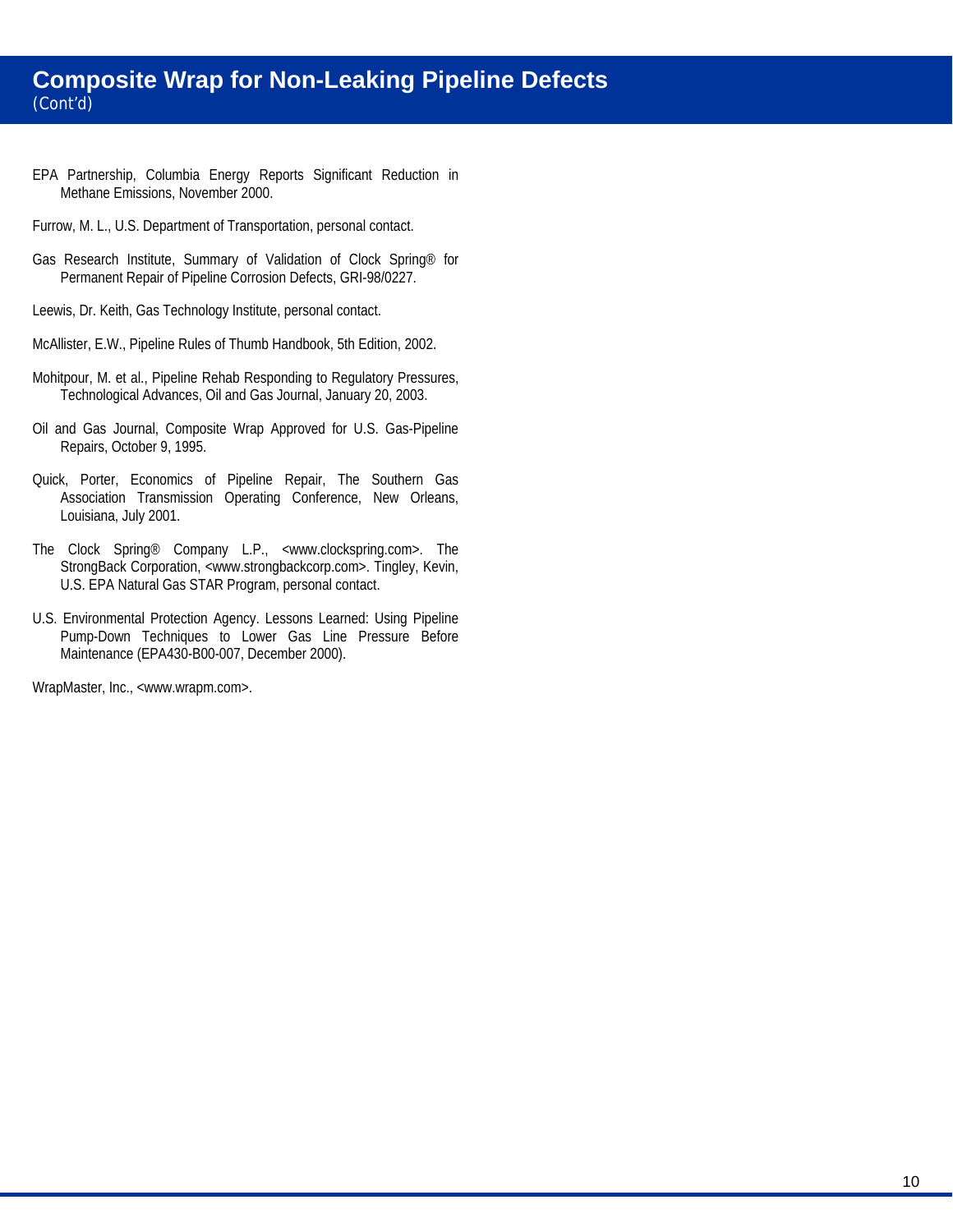# Composite Wrap for Non-Leaking Pipeline Defects

(Cont'd)

EPA Partnership, Columbia Energy Reports Significant Reduction in Methane Emissions, November 2000.

Furrow, M. L., U.S. Department of Transportation, personal contact.

Gas Research Institute, Summary of Validation of Clock Spring® for Permanent Repair of Pipeline Corrosion Defects, GRI-98/0227.

Leewis, Dr. Keith, Gas Technology Institute, personal contact.

McAllister, E.W., Pipeline Rules of Thumb Handbook, 5th Edition, 2002.

Mohitpour, M. et al., Pipeline Rehab Responding to Regulatory Pressures, Technological Advances, Oil and Gas Journal, January 20, 2003.

Oil and Gas Journal, Composite Wrap Approved for U.S. Gas-Pipeline Repairs, October 9, 1995.

Quick, Porter, Economics of Pipeline Repair, The Southern Gas Association Transmission Operating Conference, New Orleans, Louisiana, July 2001.

The Clock Spring® Company L.P., <www.clockspring.com>. The StrongBack Corporation, <www.strongbackcorp.com>. Tingley, Kevin, U.S. EPA Natural Gas STAR Program, personal contact.

U.S. Environmental Protection Agency. Lessons Learned: Using Pipeline Pump-Down Techniques to Lower Gas Line Pressure Before Maintenance (EPA430-B00-007, December 2000).

WrapMaster, Inc., <www.wrapm.com>.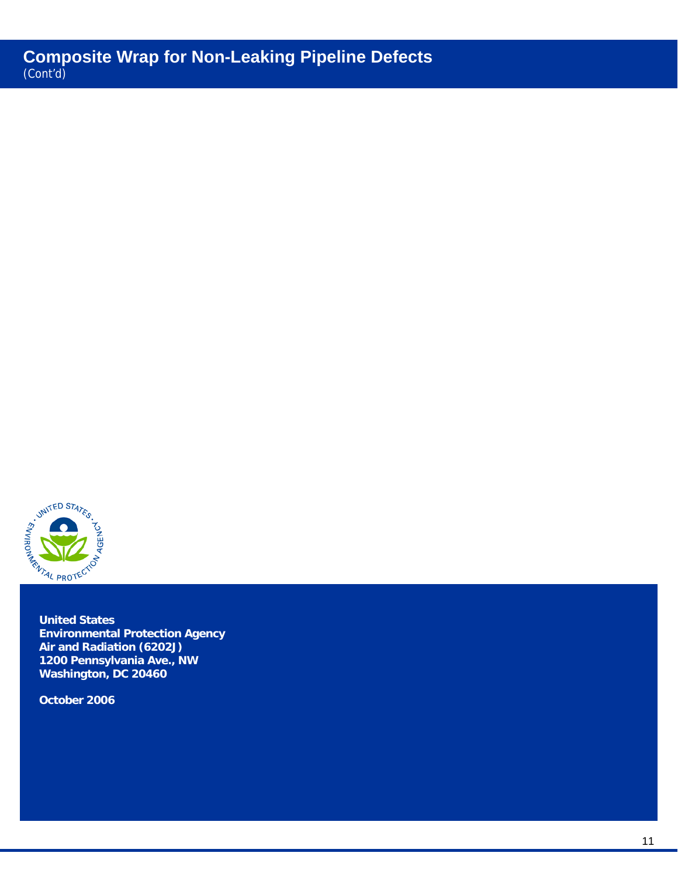## Composite Wrap for Non-Leaking Pipeline Defects

(Cont'd)

**United States**
**Environmental Protection Agency**
**Air and Radiation (6202J)**
**1200 Pennsylvania Ave., NW**
**Washington, DC 20460**

**October 2006**